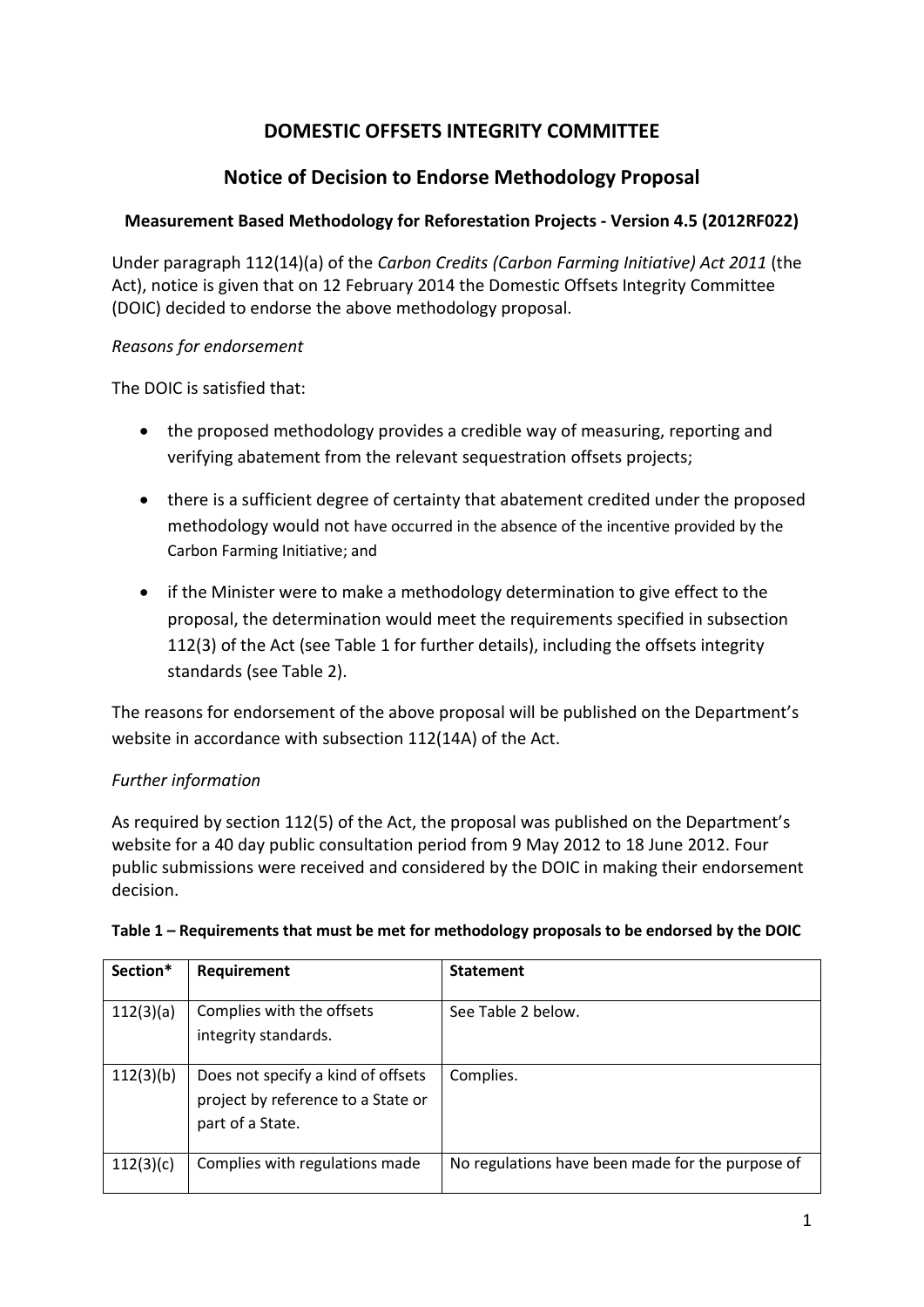# DOMESTIC OFFSETS INTEGRITY COMMITTEE

## Notice of Decision to Endorse Methodology Proposal

### Measurement Based Methodology for Reforestation Projects - Version 4.5 (2012RF022)

Under paragraph 112(14)(a) of the *Carbon Credits (Carbon Farming Initiative) Act 2011* (the Act), notice is given that on 12 February 2014 the Domestic Offsets Integrity Committee (DOIC) decided to endorse the above methodology proposal.

*Reasons for endorsement*

The DOIC is satisfied that:

- the proposed methodology provides a credible way of measuring, reporting and verifying abatement from the relevant sequestration offsets projects;
- there is a sufficient degree of certainty that abatement credited under the proposed methodology would not have occurred in the absence of the incentive provided by the Carbon Farming Initiative; and
- if the Minister were to make a methodology determination to give effect to the proposal, the determination would meet the requirements specified in subsection 112(3) of the Act (see Table 1 for further details), including the offsets integrity standards (see Table 2).

The reasons for endorsement of the above proposal will be published on the Department's website in accordance with subsection 112(14A) of the Act.

*Further information*

As required by section 112(5) of the Act, the proposal was published on the Department's website for a 40 day public consultation period from 9 May 2012 to 18 June 2012. Four public submissions were received and considered by the DOIC in making their endorsement decision.

**Table 1 – Requirements that must be met for methodology proposals to be endorsed by the DOIC**

| Section* | Requirement | Statement |
|---|---|---|
| 112(3)(a) | Complies with the offsets integrity standards. | See Table 2 below. |
| 112(3)(b) | Does not specify a kind of offsets project by reference to a State or part of a State. | Complies. |
| 112(3)(c) | Complies with regulations made | No regulations have been made for the purpose of |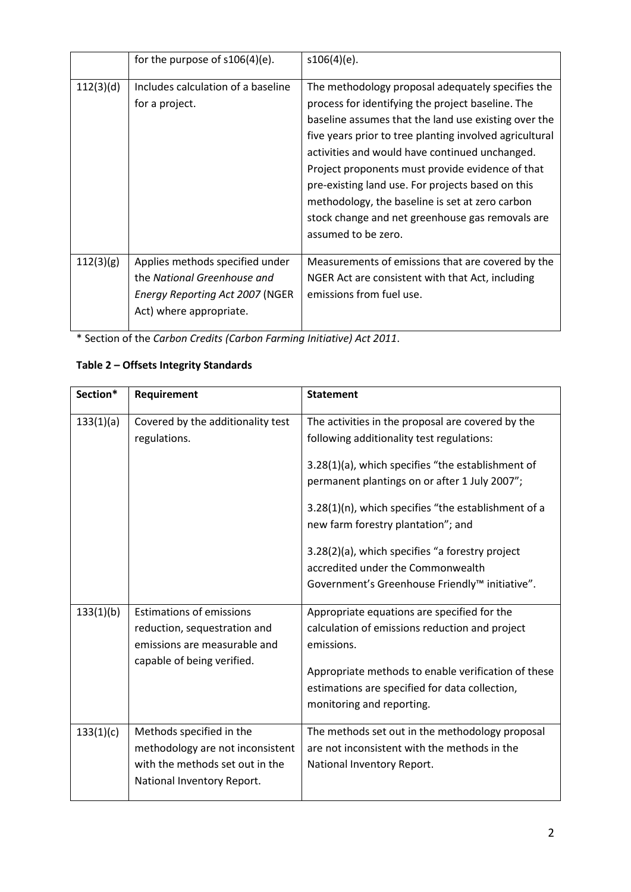|  | for the purpose of s106(4)(e). | s106(4)(e). |
| --- | --- | --- |
| 112(3)(d) | Includes calculation of a baseline for a project. | The methodology proposal adequately specifies the process for identifying the project baseline. The baseline assumes that the land use existing over the five years prior to tree planting involved agricultural activities and would have continued unchanged. Project proponents must provide evidence of that pre-existing land use. For projects based on this methodology, the baseline is set at zero carbon stock change and net greenhouse gas removals are assumed to be zero. |
| 112(3)(g) | Applies methods specified under the *National Greenhouse and Energy Reporting Act 2007* (NGER Act) where appropriate. | Measurements of emissions that are covered by the NGER Act are consistent with that Act, including emissions from fuel use. |

\* Section of the *Carbon Credits (Carbon Farming Initiative) Act 2011*.

**Table 2 – Offsets Integrity Standards**

| Section* | Requirement | Statement |
| --- | --- | --- |
| 133(1)(a) | Covered by the additionality test regulations. | The activities in the proposal are covered by the following additionality test regulations:<br><br>3.28(1)(a), which specifies "the establishment of permanent plantings on or after 1 July 2007";<br><br>3.28(1)(n), which specifies "the establishment of a new farm forestry plantation"; and<br><br>3.28(2)(a), which specifies "a forestry project accredited under the Commonwealth Government's Greenhouse Friendly™ initiative". |
| 133(1)(b) | Estimations of emissions reduction, sequestration and emissions are measurable and capable of being verified. | Appropriate equations are specified for the calculation of emissions reduction and project emissions.<br><br>Appropriate methods to enable verification of these estimations are specified for data collection, monitoring and reporting. |
| 133(1)(c) | Methods specified in the methodology are not inconsistent with the methods set out in the National Inventory Report. | The methods set out in the methodology proposal are not inconsistent with the methods in the National Inventory Report. |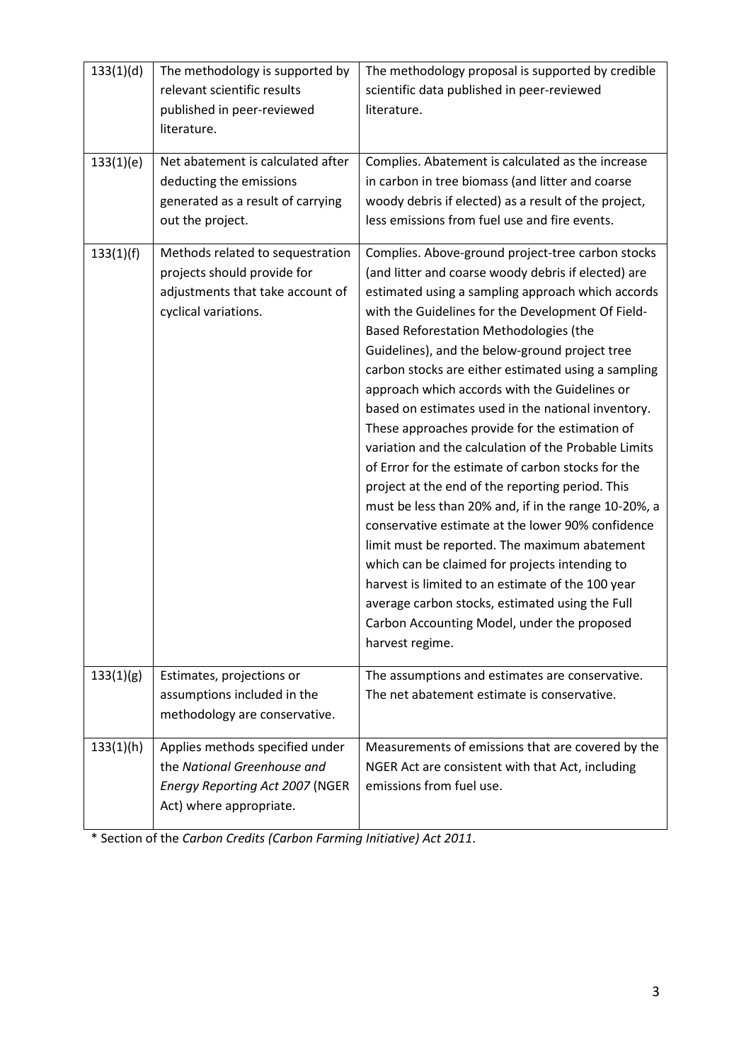| | | |
|---|---|---|
| 133(1)(d) | The methodology is supported by relevant scientific results published in peer-reviewed literature. | The methodology proposal is supported by credible scientific data published in peer-reviewed literature. |
| 133(1)(e) | Net abatement is calculated after deducting the emissions generated as a result of carrying out the project. | Complies. Abatement is calculated as the increase in carbon in tree biomass (and litter and coarse woody debris if elected) as a result of the project, less emissions from fuel use and fire events. |
| 133(1)(f) | Methods related to sequestration projects should provide for adjustments that take account of cyclical variations. | Complies. Above-ground project-tree carbon stocks (and litter and coarse woody debris if elected) are estimated using a sampling approach which accords with the Guidelines for the Development Of Field-Based Reforestation Methodologies (the Guidelines), and the below-ground project tree carbon stocks are either estimated using a sampling approach which accords with the Guidelines or based on estimates used in the national inventory. These approaches provide for the estimation of variation and the calculation of the Probable Limits of Error for the estimate of carbon stocks for the project at the end of the reporting period. This must be less than 20% and, if in the range 10-20%, a conservative estimate at the lower 90% confidence limit must be reported. The maximum abatement which can be claimed for projects intending to harvest is limited to an estimate of the 100 year average carbon stocks, estimated using the Full Carbon Accounting Model, under the proposed harvest regime. |
| 133(1)(g) | Estimates, projections or assumptions included in the methodology are conservative. | The assumptions and estimates are conservative. The net abatement estimate is conservative. |
| 133(1)(h) | Applies methods specified under the *National Greenhouse and Energy Reporting Act 2007* (NGER Act) where appropriate. | Measurements of emissions that are covered by the NGER Act are consistent with that Act, including emissions from fuel use. |

* Section of the *Carbon Credits (Carbon Farming Initiative) Act 2011*.